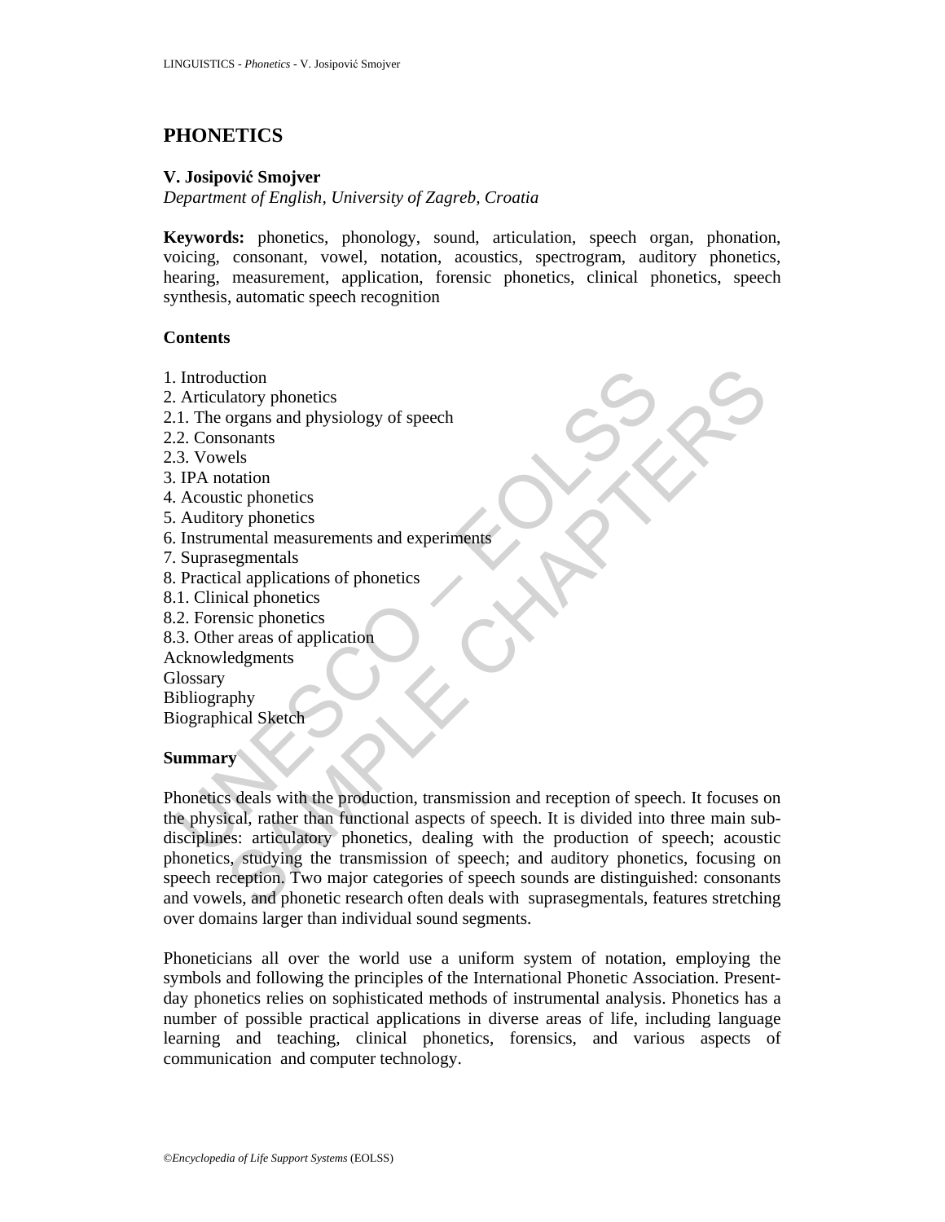# PHONETICS

**V. Josipović Smojver**

*Department of English, University of Zagreb, Croatia*

**Keywords:** phonetics, phonology, sound, articulation, speech organ, phonation, voicing, consonant, vowel, notation, acoustics, spectrogram, auditory phonetics, hearing, measurement, application, forensic phonetics, clinical phonetics, speech synthesis, automatic speech recognition

## Contents

1. Introduction
2. Articulatory phonetics
2.1. The organs and physiology of speech
2.2. Consonants
2.3. Vowels
3. IPA notation
4. Acoustic phonetics
5. Auditory phonetics
6. Instrumental measurements and experiments
7. Suprasegmentals
8. Practical applications of phonetics
8.1. Clinical phonetics
8.2. Forensic phonetics
8.3. Other areas of application

Acknowledgments
Glossary
Bibliography
Biographical Sketch

## Summary

Phonetics deals with the production, transmission and reception of speech. It focuses on the physical, rather than functional aspects of speech. It is divided into three main sub-disciplines: articulatory phonetics, dealing with the production of speech; acoustic phonetics, studying the transmission of speech; and auditory phonetics, focusing on speech reception. Two major categories of speech sounds are distinguished: consonants and vowels, and phonetic research often deals with suprasegmentals, features stretching over domains larger than individual sound segments.

Phoneticians all over the world use a uniform system of notation, employing the symbols and following the principles of the International Phonetic Association. Present-day phonetics relies on sophisticated methods of instrumental analysis. Phonetics has a number of possible practical applications in diverse areas of life, including language learning and teaching, clinical phonetics, forensics, and various aspects of communication and computer technology.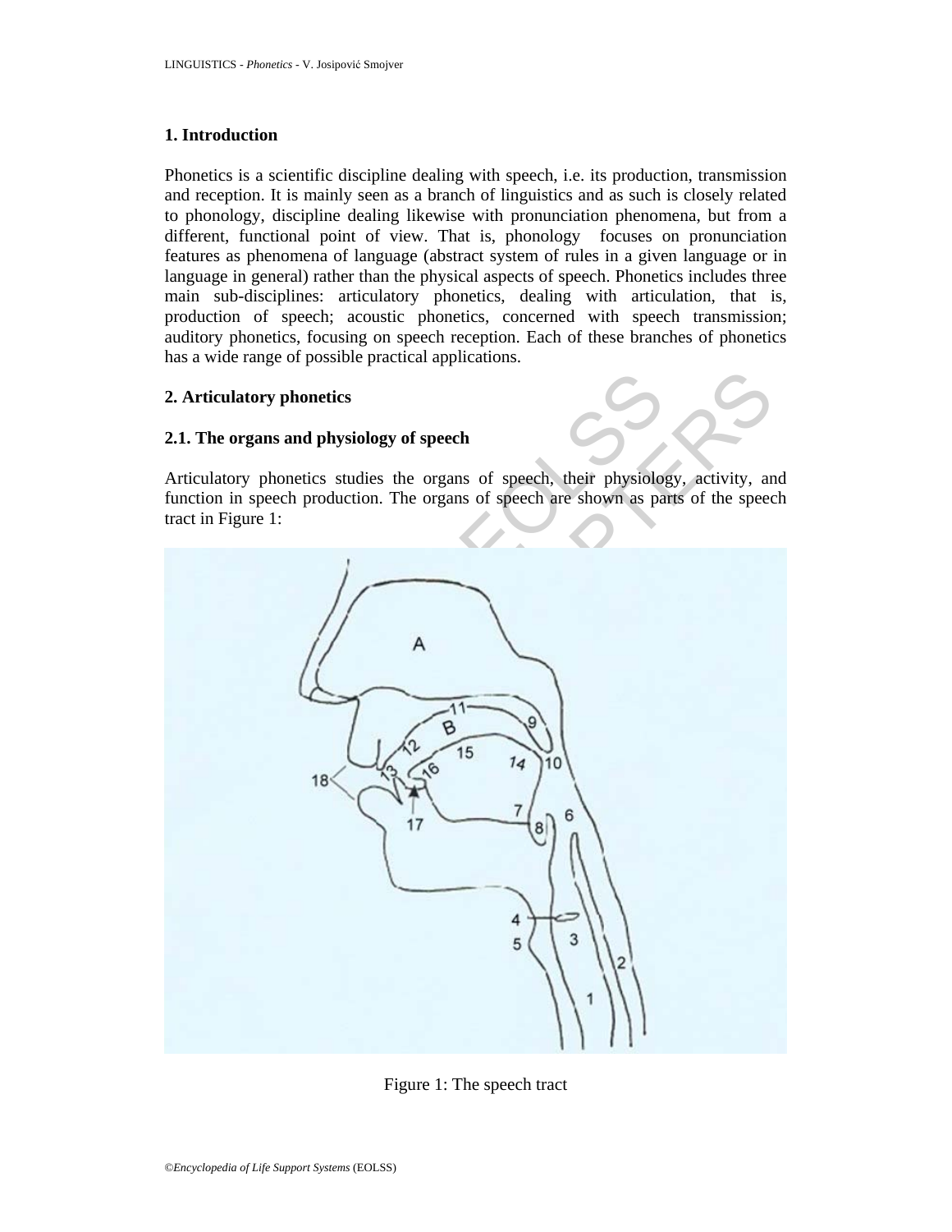## 1. Introduction

Phonetics is a scientific discipline dealing with speech, i.e. its production, transmission and reception. It is mainly seen as a branch of linguistics and as such is closely related to phonology, discipline dealing likewise with pronunciation phenomena, but from a different, functional point of view. That is, phonology focuses on pronunciation features as phenomena of language (abstract system of rules in a given language or in language in general) rather than the physical aspects of speech. Phonetics includes three main sub-disciplines: articulatory phonetics, dealing with articulation, that is, production of speech; acoustic phonetics, concerned with speech transmission; auditory phonetics, focusing on speech reception. Each of these branches of phonetics has a wide range of possible practical applications.

## 2. Articulatory phonetics

### 2.1. The organs and physiology of speech

Articulatory phonetics studies the organs of speech, their physiology, activity, and function in speech production. The organs of speech are shown as parts of the speech tract in Figure 1:

Figure 1: The speech tract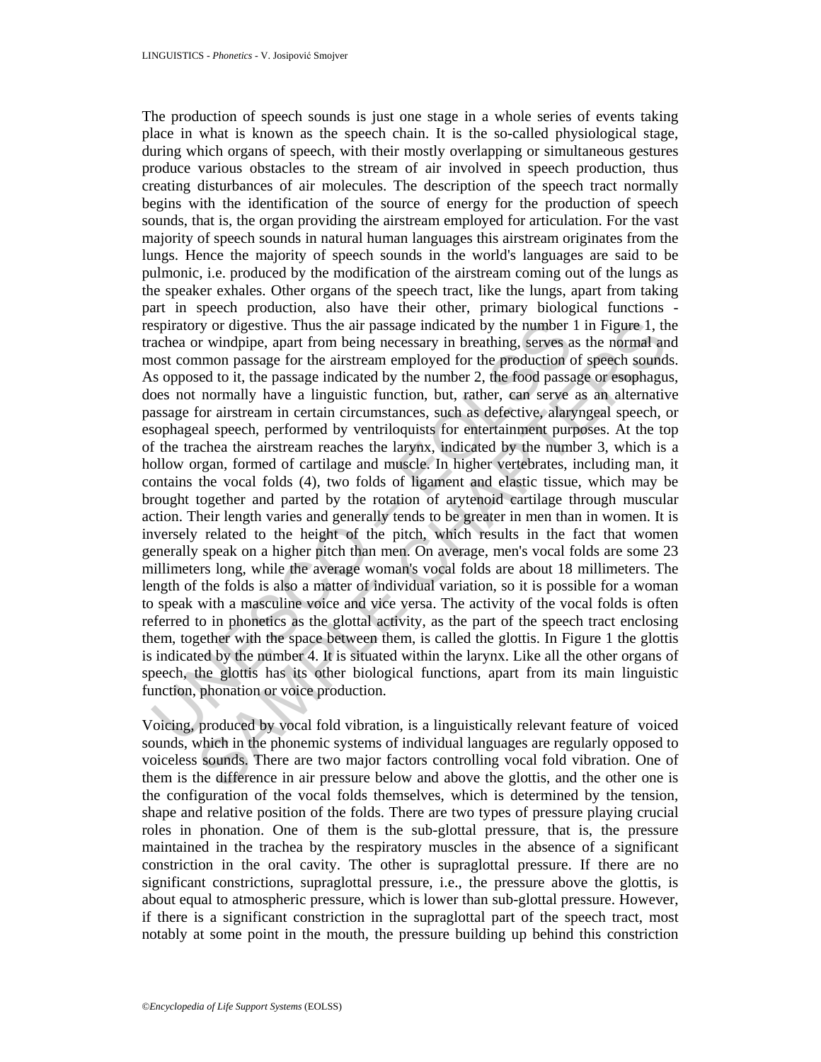The production of speech sounds is just one stage in a whole series of events taking place in what is known as the speech chain. It is the so-called physiological stage, during which organs of speech, with their mostly overlapping or simultaneous gestures produce various obstacles to the stream of air involved in speech production, thus creating disturbances of air molecules. The description of the speech tract normally begins with the identification of the source of energy for the production of speech sounds, that is, the organ providing the airstream employed for articulation. For the vast majority of speech sounds in natural human languages this airstream originates from the lungs. Hence the majority of speech sounds in the world's languages are said to be pulmonic, i.e. produced by the modification of the airstream coming out of the lungs as the speaker exhales. Other organs of the speech tract, like the lungs, apart from taking part in speech production, also have their other, primary biological functions - respiratory or digestive. Thus the air passage indicated by the number 1 in Figure 1, the trachea or windpipe, apart from being necessary in breathing, serves as the normal and most common passage for the airstream employed for the production of speech sounds. As opposed to it, the passage indicated by the number 2, the food passage or esophagus, does not normally have a linguistic function, but, rather, can serve as an alternative passage for airstream in certain circumstances, such as defective, alaryngeal speech, or esophageal speech, performed by ventriloquists for entertainment purposes. At the top of the trachea the airstream reaches the larynx, indicated by the number 3, which is a hollow organ, formed of cartilage and muscle. In higher vertebrates, including man, it contains the vocal folds (4), two folds of ligament and elastic tissue, which may be brought together and parted by the rotation of arytenoid cartilage through muscular action. Their length varies and generally tends to be greater in men than in women. It is inversely related to the height of the pitch, which results in the fact that women generally speak on a higher pitch than men. On average, men's vocal folds are some 23 millimeters long, while the average woman's vocal folds are about 18 millimeters. The length of the folds is also a matter of individual variation, so it is possible for a woman to speak with a masculine voice and vice versa. The activity of the vocal folds is often referred to in phonetics as the glottal activity, as the part of the speech tract enclosing them, together with the space between them, is called the glottis. In Figure 1 the glottis is indicated by the number 4. It is situated within the larynx. Like all the other organs of speech, the glottis has its other biological functions, apart from its main linguistic function, phonation or voice production.

Voicing, produced by vocal fold vibration, is a linguistically relevant feature of voiced sounds, which in the phonemic systems of individual languages are regularly opposed to voiceless sounds. There are two major factors controlling vocal fold vibration. One of them is the difference in air pressure below and above the glottis, and the other one is the configuration of the vocal folds themselves, which is determined by the tension, shape and relative position of the folds. There are two types of pressure playing crucial roles in phonation. One of them is the sub-glottal pressure, that is, the pressure maintained in the trachea by the respiratory muscles in the absence of a significant constriction in the oral cavity. The other is supraglottal pressure. If there are no significant constrictions, supraglottal pressure, i.e., the pressure above the glottis, is about equal to atmospheric pressure, which is lower than sub-glottal pressure. However, if there is a significant constriction in the supraglottal part of the speech tract, most notably at some point in the mouth, the pressure building up behind this constriction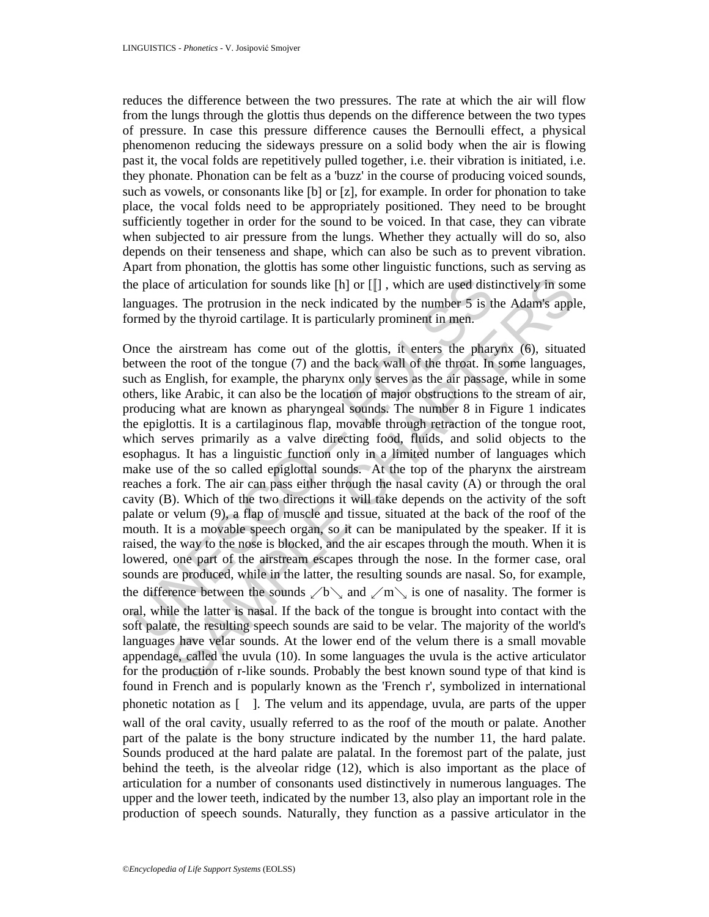reduces the difference between the two pressures. The rate at which the air will flow from the lungs through the glottis thus depends on the difference between the two types of pressure. In case this pressure difference causes the Bernoulli effect, a physical phenomenon reducing the sideways pressure on a solid body when the air is flowing past it, the vocal folds are repetitively pulled together, i.e. their vibration is initiated, i.e. they phonate. Phonation can be felt as a 'buzz' in the course of producing voiced sounds, such as vowels, or consonants like [b] or [z], for example. In order for phonation to take place, the vocal folds need to be appropriately positioned. They need to be brought sufficiently together in order for the sound to be voiced. In that case, they can vibrate when subjected to air pressure from the lungs. Whether they actually will do so, also depends on their tenseness and shape, which can also be such as to prevent vibration. Apart from phonation, the glottis has some other linguistic functions, such as serving as the place of articulation for sounds like [h] or [ʔ] , which are used distinctively in some languages. The protrusion in the neck indicated by the number 5 is the Adam's apple, formed by the thyroid cartilage. It is particularly prominent in men.

Once the airstream has come out of the glottis, it enters the pharynx (6), situated between the root of the tongue (7) and the back wall of the throat. In some languages, such as English, for example, the pharynx only serves as the air passage, while in some others, like Arabic, it can also be the location of major obstructions to the stream of air, producing what are known as pharyngeal sounds. The number 8 in Figure 1 indicates the epiglottis. It is a cartilaginous flap, movable through retraction of the tongue root, which serves primarily as a valve directing food, fluids, and solid objects to the esophagus. It has a linguistic function only in a limited number of languages which make use of the so called epiglottal sounds. At the top of the pharynx the airstream reaches a fork. The air can pass either through the nasal cavity (A) or through the oral cavity (B). Which of the two directions it will take depends on the activity of the soft palate or velum (9), a flap of muscle and tissue, situated at the back of the roof of the mouth. It is a movable speech organ, so it can be manipulated by the speaker. If it is raised, the way to the nose is blocked, and the air escapes through the mouth. When it is lowered, one part of the airstream escapes through the nose. In the former case, oral sounds are produced, while in the latter, the resulting sounds are nasal. So, for example, the difference between the sounds /b/ and /m/ is one of nasality. The former is oral, while the latter is nasal. If the back of the tongue is brought into contact with the soft palate, the resulting speech sounds are said to be velar. The majority of the world's languages have velar sounds. At the lower end of the velum there is a small movable appendage, called the uvula (10). In some languages the uvula is the active articulator for the production of r-like sounds. Probably the best known sound type of that kind is found in French and is popularly known as the 'French r', symbolized in international phonetic notation as [ ]. The velum and its appendage, uvula, are parts of the upper wall of the oral cavity, usually referred to as the roof of the mouth or palate. Another part of the palate is the bony structure indicated by the number 11, the hard palate. Sounds produced at the hard palate are palatal. In the foremost part of the palate, just behind the teeth, is the alveolar ridge (12), which is also important as the place of articulation for a number of consonants used distinctively in numerous languages. The upper and the lower teeth, indicated by the number 13, also play an important role in the production of speech sounds. Naturally, they function as a passive articulator in the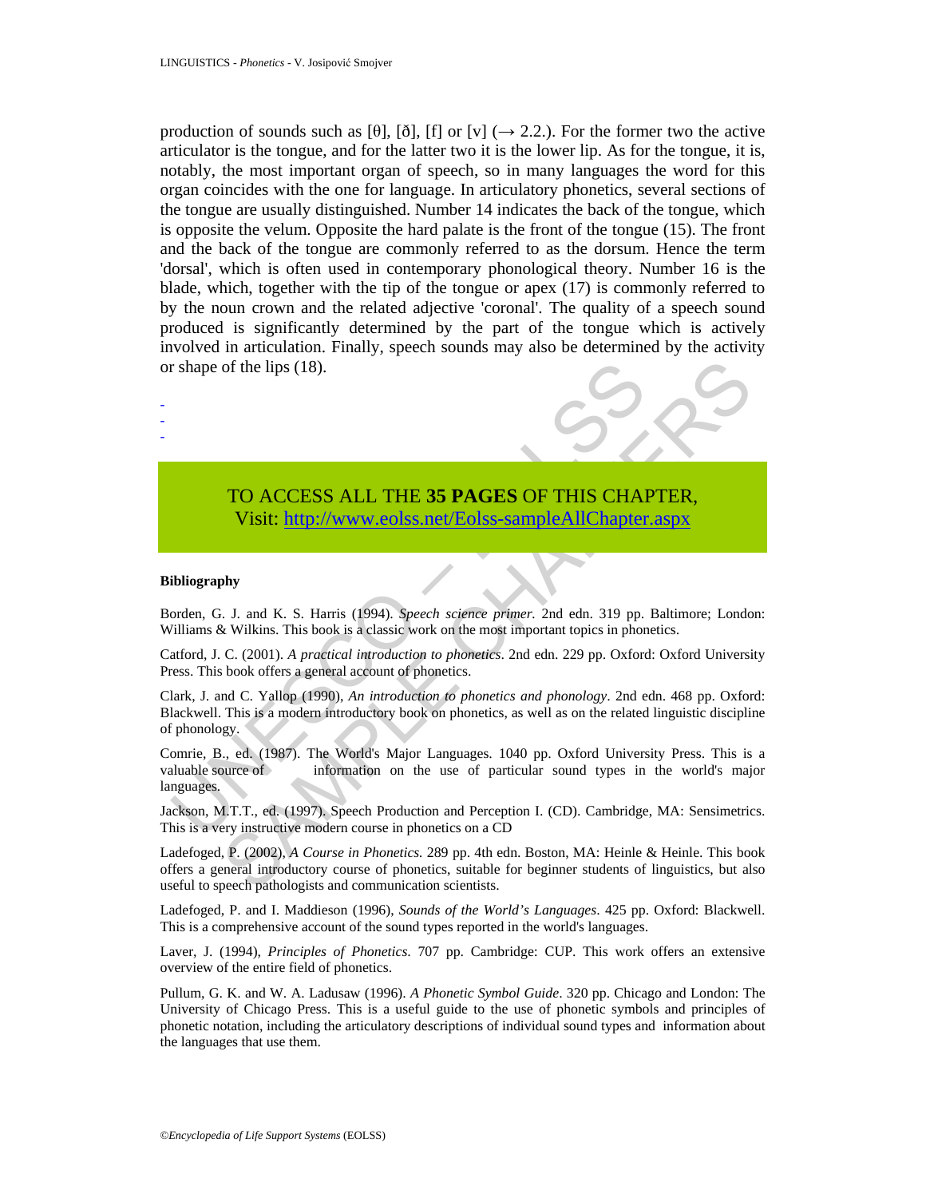production of sounds such as [θ], [ð], [f] or [v] (→ 2.2.). For the former two the active articulator is the tongue, and for the latter two it is the lower lip. As for the tongue, it is, notably, the most important organ of speech, so in many languages the word for this organ coincides with the one for language. In articulatory phonetics, several sections of the tongue are usually distinguished. Number 14 indicates the back of the tongue, which is opposite the velum. Opposite the hard palate is the front of the tongue (15). The front and the back of the tongue are commonly referred to as the dorsum. Hence the term 'dorsal', which is often used in contemporary phonological theory. Number 16 is the blade, which, together with the tip of the tongue or apex (17) is commonly referred to by the noun crown and the related adjective 'coronal'. The quality of a speech sound produced is significantly determined by the part of the tongue which is actively involved in articulation. Finally, speech sounds may also be determined by the activity or shape of the lips (18).

-
-
-

TO ACCESS ALL THE **35 PAGES** OF THIS CHAPTER,
Visit: http://www.eolss.net/Eolss-sampleAllChapter.aspx

**Bibliography**

Borden, G. J. and K. S. Harris (1994). *Speech science primer.* 2nd edn. 319 pp. Baltimore; London: Williams & Wilkins. This book is a classic work on the most important topics in phonetics.

Catford, J. C. (2001). *A practical introduction to phonetics*. 2nd edn. 229 pp. Oxford: Oxford University Press. This book offers a general account of phonetics.

Clark, J. and C. Yallop (1990), *An introduction to phonetics and phonology*. 2nd edn. 468 pp. Oxford: Blackwell. This is a modern introductory book on phonetics, as well as on the related linguistic discipline of phonology.

Comrie, B., ed. (1987). The World's Major Languages. 1040 pp. Oxford University Press. This is a valuable source of information on the use of particular sound types in the world's major languages.

Jackson, M.T.T., ed. (1997). Speech Production and Perception I. (CD). Cambridge, MA: Sensimetrics. This is a very instructive modern course in phonetics on a CD

Ladefoged, P. (2002), *A Course in Phonetics.* 289 pp. 4th edn. Boston, MA: Heinle & Heinle. This book offers a general introductory course of phonetics, suitable for beginner students of linguistics, but also useful to speech pathologists and communication scientists.

Ladefoged, P. and I. Maddieson (1996), *Sounds of the World's Languages*. 425 pp. Oxford: Blackwell. This is a comprehensive account of the sound types reported in the world's languages.

Laver, J. (1994), *Principles of Phonetics*. 707 pp. Cambridge: CUP. This work offers an extensive overview of the entire field of phonetics.

Pullum, G. K. and W. A. Ladusaw (1996). *A Phonetic Symbol Guide*. 320 pp. Chicago and London: The University of Chicago Press. This is a useful guide to the use of phonetic symbols and principles of phonetic notation, including the articulatory descriptions of individual sound types and information about the languages that use them.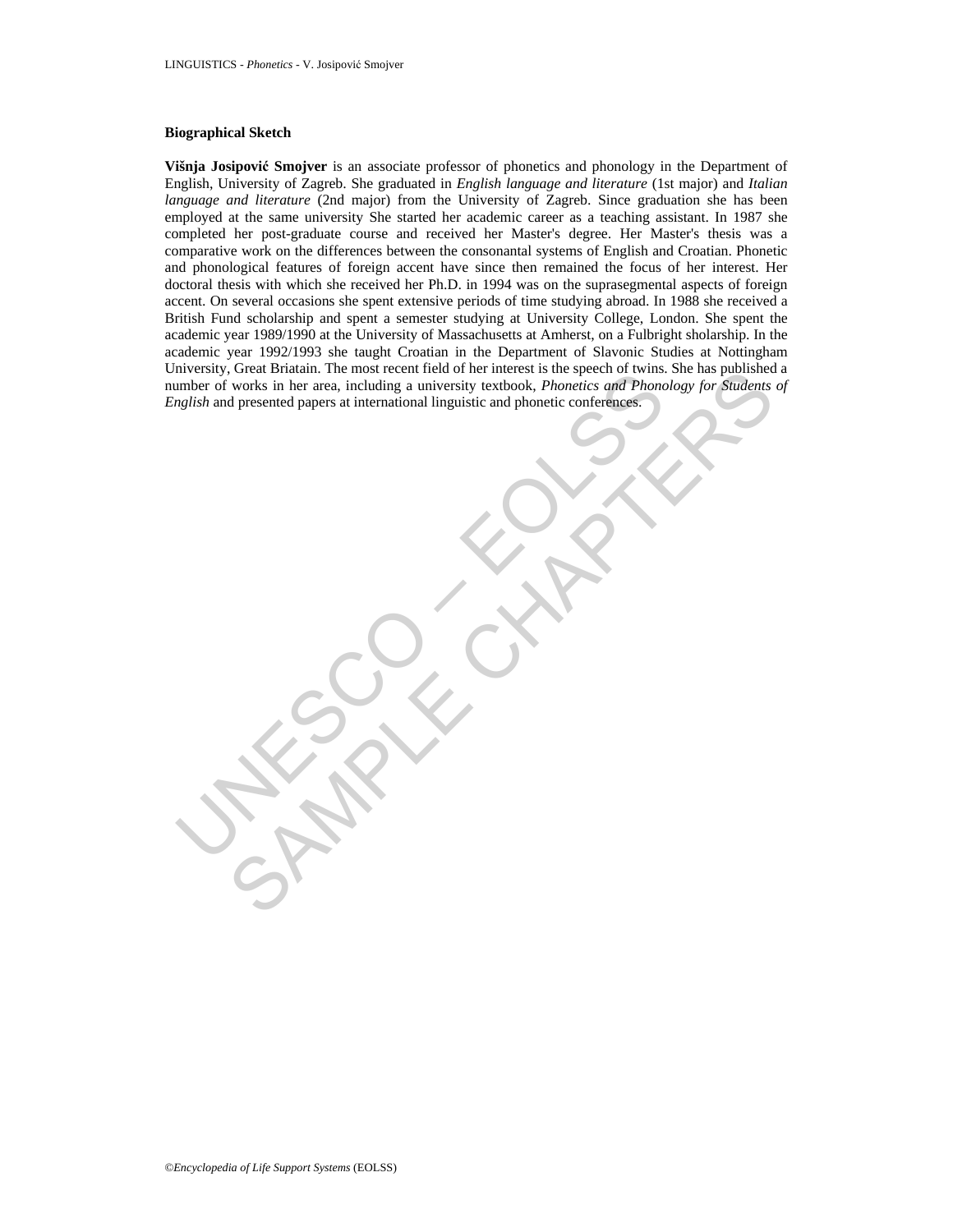**Biographical Sketch**

**Višnja Josipović Smojver** is an associate professor of phonetics and phonology in the Department of English, University of Zagreb. She graduated in *English language and literature* (1st major) and *Italian language and literature* (2nd major) from the University of Zagreb. Since graduation she has been employed at the same university She started her academic career as a teaching assistant. In 1987 she completed her post-graduate course and received her Master's degree. Her Master's thesis was a comparative work on the differences between the consonantal systems of English and Croatian. Phonetic and phonological features of foreign accent have since then remained the focus of her interest. Her doctoral thesis with which she received her Ph.D. in 1994 was on the suprasegmental aspects of foreign accent. On several occasions she spent extensive periods of time studying abroad. In 1988 she received a British Fund scholarship and spent a semester studying at University College, London. She spent the academic year 1989/1990 at the University of Massachusetts at Amherst, on a Fulbright sholarship. In the academic year 1992/1993 she taught Croatian in the Department of Slavonic Studies at Nottingham University, Great Briatain. The most recent field of her interest is the speech of twins. She has published a number of works in her area, including a university textbook, *Phonetics and Phonology for Students of English* and presented papers at international linguistic and phonetic conferences.